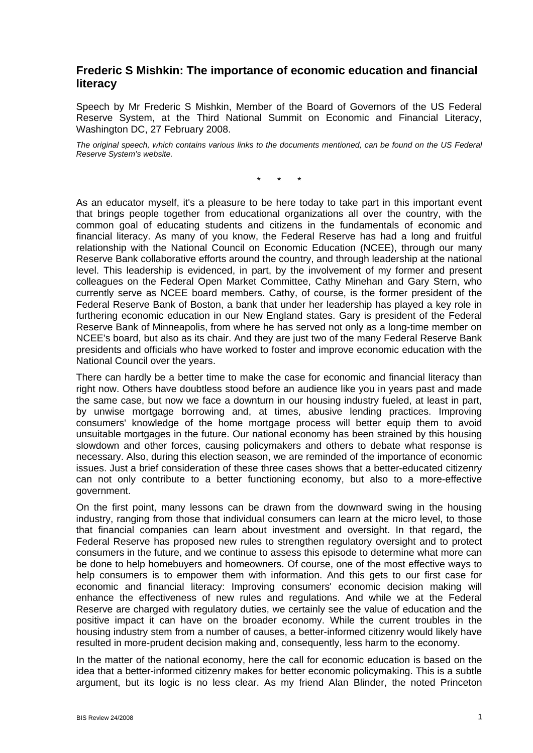## Frederic S Mishkin: The importance of economic education and financial literacy

Speech by Mr Frederic S Mishkin, Member of the Board of Governors of the US Federal Reserve System, at the Third National Summit on Economic and Financial Literacy, Washington DC, 27 February 2008.

*The original speech, which contains various links to the documents mentioned, can be found on the US Federal Reserve System's website.*

\* \* \*

As an educator myself, it's a pleasure to be here today to take part in this important event that brings people together from educational organizations all over the country, with the common goal of educating students and citizens in the fundamentals of economic and financial literacy. As many of you know, the Federal Reserve has had a long and fruitful relationship with the National Council on Economic Education (NCEE), through our many Reserve Bank collaborative efforts around the country, and through leadership at the national level. This leadership is evidenced, in part, by the involvement of my former and present colleagues on the Federal Open Market Committee, Cathy Minehan and Gary Stern, who currently serve as NCEE board members. Cathy, of course, is the former president of the Federal Reserve Bank of Boston, a bank that under her leadership has played a key role in furthering economic education in our New England states. Gary is president of the Federal Reserve Bank of Minneapolis, from where he has served not only as a long-time member on NCEE's board, but also as its chair. And they are just two of the many Federal Reserve Bank presidents and officials who have worked to foster and improve economic education with the National Council over the years.

There can hardly be a better time to make the case for economic and financial literacy than right now. Others have doubtless stood before an audience like you in years past and made the same case, but now we face a downturn in our housing industry fueled, at least in part, by unwise mortgage borrowing and, at times, abusive lending practices. Improving consumers' knowledge of the home mortgage process will better equip them to avoid unsuitable mortgages in the future. Our national economy has been strained by this housing slowdown and other forces, causing policymakers and others to debate what response is necessary. Also, during this election season, we are reminded of the importance of economic issues. Just a brief consideration of these three cases shows that a better-educated citizenry can not only contribute to a better functioning economy, but also to a more-effective government.

On the first point, many lessons can be drawn from the downward swing in the housing industry, ranging from those that individual consumers can learn at the micro level, to those that financial companies can learn about investment and oversight. In that regard, the Federal Reserve has proposed new rules to strengthen regulatory oversight and to protect consumers in the future, and we continue to assess this episode to determine what more can be done to help homebuyers and homeowners. Of course, one of the most effective ways to help consumers is to empower them with information. And this gets to our first case for economic and financial literacy: Improving consumers' economic decision making will enhance the effectiveness of new rules and regulations. And while we at the Federal Reserve are charged with regulatory duties, we certainly see the value of education and the positive impact it can have on the broader economy. While the current troubles in the housing industry stem from a number of causes, a better-informed citizenry would likely have resulted in more-prudent decision making and, consequently, less harm to the economy.

In the matter of the national economy, here the call for economic education is based on the idea that a better-informed citizenry makes for better economic policymaking. This is a subtle argument, but its logic is no less clear. As my friend Alan Blinder, the noted Princeton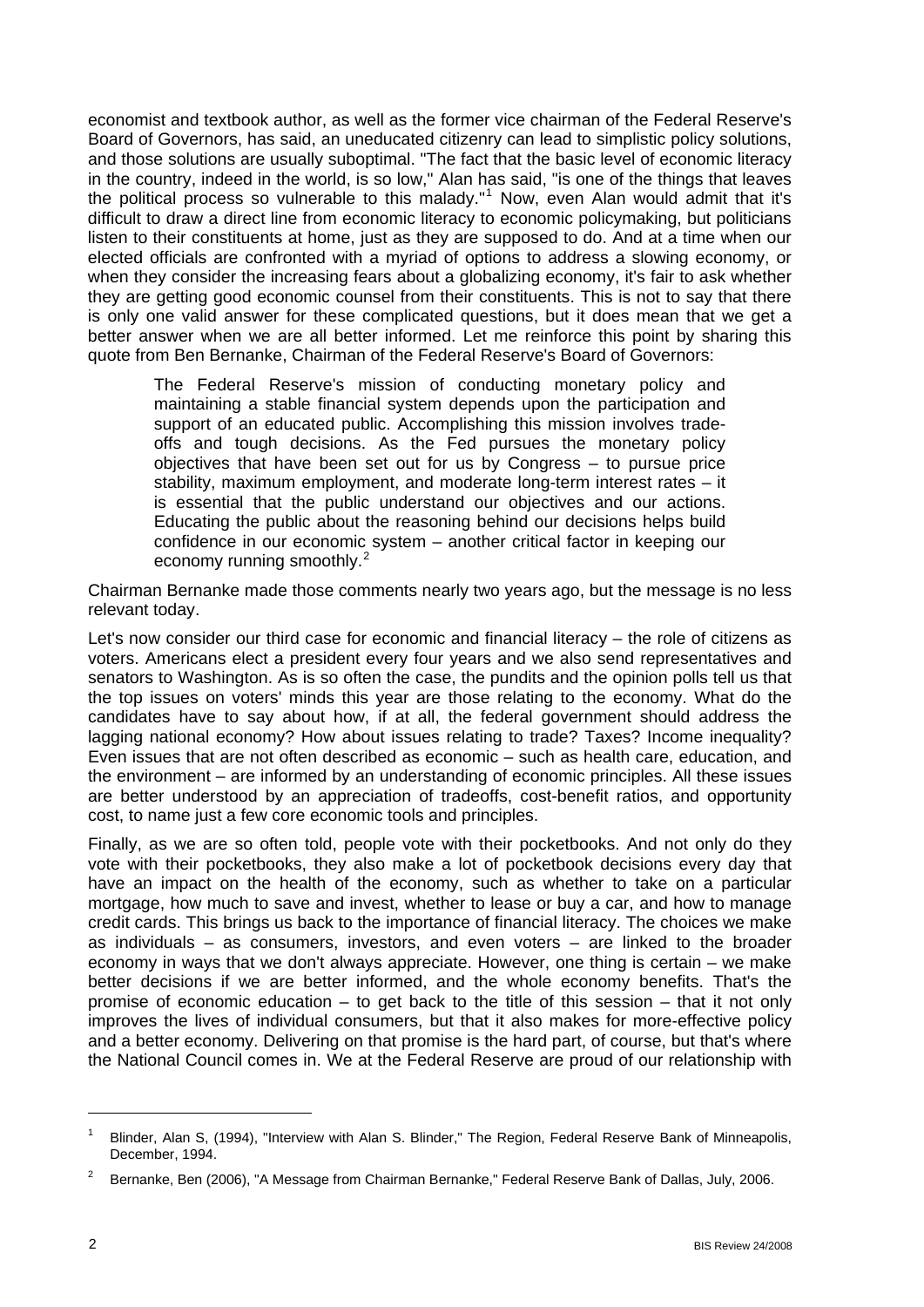economist and textbook author, as well as the former vice chairman of the Federal Reserve's Board of Governors, has said, an uneducated citizenry can lead to simplistic policy solutions, and those solutions are usually suboptimal. "The fact that the basic level of economic literacy in the country, indeed in the world, is so low," Alan has said, "is one of the things that leaves the political process so vulnerable to this malady."[1] Now, even Alan would admit that it's difficult to draw a direct line from economic literacy to economic policymaking, but politicians listen to their constituents at home, just as they are supposed to do. And at a time when our elected officials are confronted with a myriad of options to address a slowing economy, or when they consider the increasing fears about a globalizing economy, it's fair to ask whether they are getting good economic counsel from their constituents. This is not to say that there is only one valid answer for these complicated questions, but it does mean that we get a better answer when we are all better informed. Let me reinforce this point by sharing this quote from Ben Bernanke, Chairman of the Federal Reserve's Board of Governors:

> The Federal Reserve's mission of conducting monetary policy and maintaining a stable financial system depends upon the participation and support of an educated public. Accomplishing this mission involves trade-offs and tough decisions. As the Fed pursues the monetary policy objectives that have been set out for us by Congress – to pursue price stability, maximum employment, and moderate long-term interest rates – it is essential that the public understand our objectives and our actions. Educating the public about the reasoning behind our decisions helps build confidence in our economic system – another critical factor in keeping our economy running smoothly.[2]

Chairman Bernanke made those comments nearly two years ago, but the message is no less relevant today.

Let's now consider our third case for economic and financial literacy – the role of citizens as voters. Americans elect a president every four years and we also send representatives and senators to Washington. As is so often the case, the pundits and the opinion polls tell us that the top issues on voters' minds this year are those relating to the economy. What do the candidates have to say about how, if at all, the federal government should address the lagging national economy? How about issues relating to trade? Taxes? Income inequality? Even issues that are not often described as economic – such as health care, education, and the environment – are informed by an understanding of economic principles. All these issues are better understood by an appreciation of tradeoffs, cost-benefit ratios, and opportunity cost, to name just a few core economic tools and principles.

Finally, as we are so often told, people vote with their pocketbooks. And not only do they vote with their pocketbooks, they also make a lot of pocketbook decisions every day that have an impact on the health of the economy, such as whether to take on a particular mortgage, how much to save and invest, whether to lease or buy a car, and how to manage credit cards. This brings us back to the importance of financial literacy. The choices we make as individuals – as consumers, investors, and even voters – are linked to the broader economy in ways that we don't always appreciate. However, one thing is certain – we make better decisions if we are better informed, and the whole economy benefits. That's the promise of economic education – to get back to the title of this session – that it not only improves the lives of individual consumers, but that it also makes for more-effective policy and a better economy. Delivering on that promise is the hard part, of course, but that's where the National Council comes in. We at the Federal Reserve are proud of our relationship with

---

[1] Blinder, Alan S, (1994), "Interview with Alan S. Blinder," The Region, Federal Reserve Bank of Minneapolis, December, 1994.

[2] Bernanke, Ben (2006), "A Message from Chairman Bernanke," Federal Reserve Bank of Dallas, July, 2006.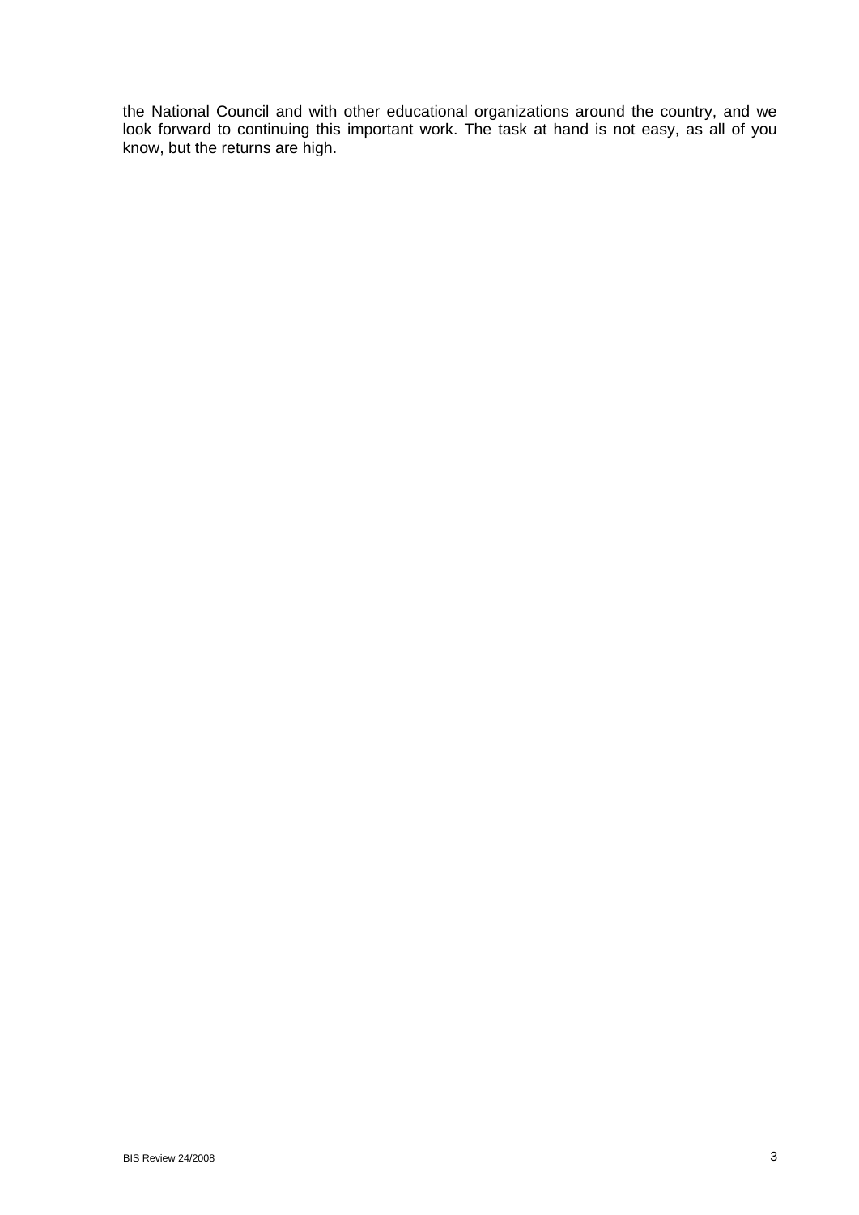the National Council and with other educational organizations around the country, and we look forward to continuing this important work. The task at hand is not easy, as all of you know, but the returns are high.